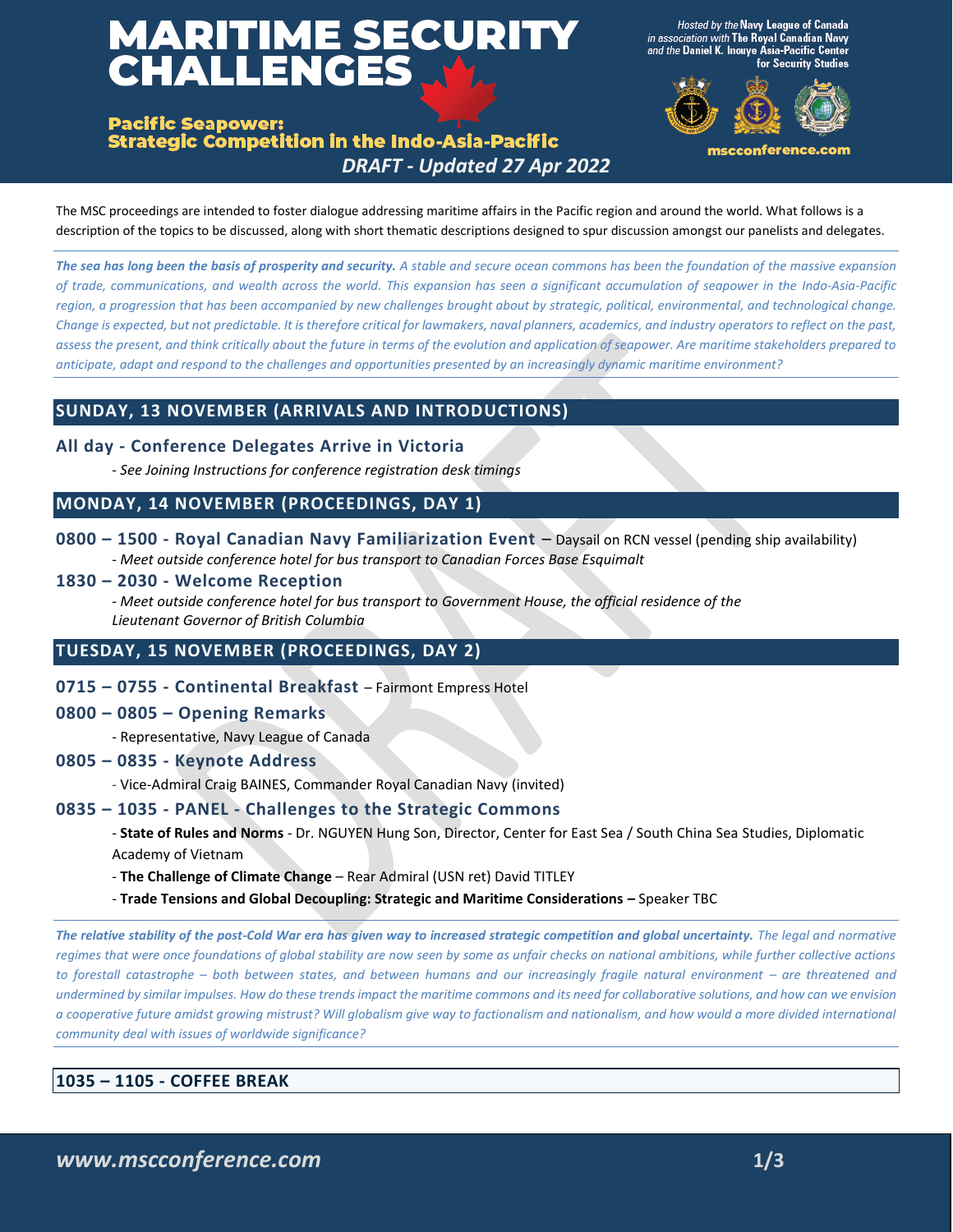# MARITIME SECURITY CHALLENGES

## Pacific Seapower: Strategic Competition in the Indo-Asia-Pacific

*DRAFT - Updated 27 Apr 2022*

*Hosted by the* **Navy League of Canada** *in association with* **The Royal Canadian Navy** *and the* **Daniel K. Inouye Asia-Pacific Center for Security Studies**

**mscconference.com**

The MSC proceedings are intended to foster dialogue addressing maritime affairs in the Pacific region and around the world. What follows is a description of the topics to be discussed, along with short thematic descriptions designed to spur discussion amongst our panelists and delegates.

***The sea has long been the basis of prosperity and security.*** *A stable and secure ocean commons has been the foundation of the massive expansion of trade, communications, and wealth across the world. This expansion has seen a significant accumulation of seapower in the Indo-Asia-Pacific region, a progression that has been accompanied by new challenges brought about by strategic, political, environmental, and technological change. Change is expected, but not predictable. It is therefore critical for lawmakers, naval planners, academics, and industry operators to reflect on the past, assess the present, and think critically about the future in terms of the evolution and application of seapower. Are maritime stakeholders prepared to anticipate, adapt and respond to the challenges and opportunities presented by an increasingly dynamic maritime environment?*

## SUNDAY, 13 NOVEMBER (ARRIVALS AND INTRODUCTIONS)

### All day - Conference Delegates Arrive in Victoria

*- See Joining Instructions for conference registration desk timings*

## MONDAY, 14 NOVEMBER (PROCEEDINGS, DAY 1)

### 0800 – 1500 - Royal Canadian Navy Familiarization Event – Daysail on RCN vessel (pending ship availability)

*- Meet outside conference hotel for bus transport to Canadian Forces Base Esquimalt*

### 1830 – 2030 - Welcome Reception

*- Meet outside conference hotel for bus transport to Government House, the official residence of the Lieutenant Governor of British Columbia*

## TUESDAY, 15 NOVEMBER (PROCEEDINGS, DAY 2)

### 0715 – 0755 - Continental Breakfast – Fairmont Empress Hotel

### 0800 – 0805 – Opening Remarks

- Representative, Navy League of Canada

### 0805 – 0835 - Keynote Address

- Vice-Admiral Craig BAINES, Commander Royal Canadian Navy (invited)

### 0835 – 1035 - PANEL - Challenges to the Strategic Commons

- **State of Rules and Norms** - Dr. NGUYEN Hung Son, Director, Center for East Sea / South China Sea Studies, Diplomatic Academy of Vietnam
- **The Challenge of Climate Change** – Rear Admiral (USN ret) David TITLEY
- **Trade Tensions and Global Decoupling: Strategic and Maritime Considerations –** Speaker TBC

***The relative stability of the post-Cold War era has given way to increased strategic competition and global uncertainty.*** *The legal and normative regimes that were once foundations of global stability are now seen by some as unfair checks on national ambitions, while further collective actions to forestall catastrophe – both between states, and between humans and our increasingly fragile natural environment – are threatened and undermined by similar impulses. How do these trends impact the maritime commons and its need for collaborative solutions, and how can we envision a cooperative future amidst growing mistrust? Will globalism give way to factionalism and nationalism, and how would a more divided international community deal with issues of worldwide significance?*

### 1035 – 1105 - COFFEE BREAK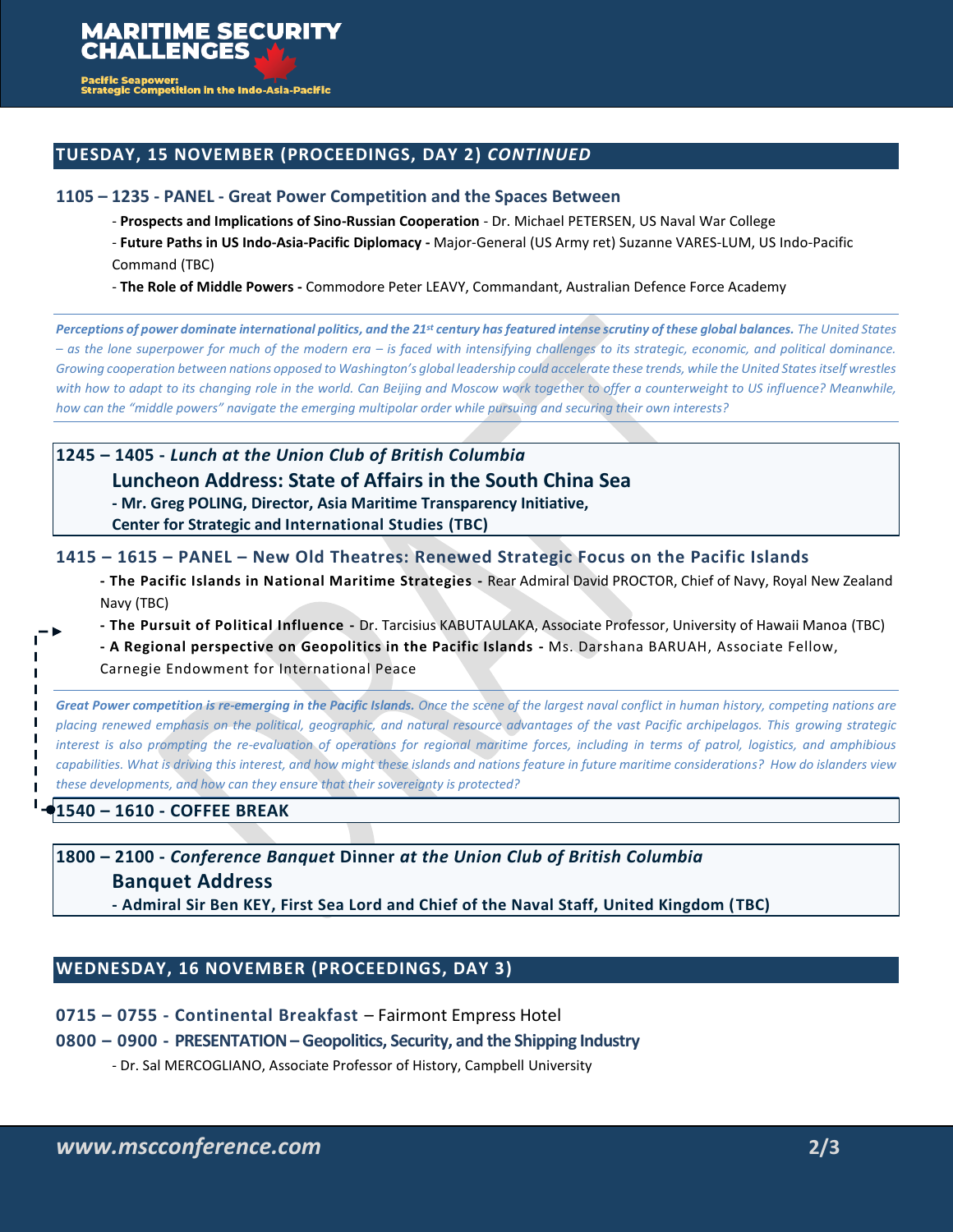## TUESDAY, 15 NOVEMBER (PROCEEDINGS, DAY 2) *CONTINUED*

### 1105 – 1235 - PANEL - Great Power Competition and the Spaces Between

- **Prospects and Implications of Sino-Russian Cooperation** - Dr. Michael PETERSEN, US Naval War College
- **Future Paths in US Indo-Asia-Pacific Diplomacy -** Major-General (US Army ret) Suzanne VARES-LUM, US Indo-Pacific Command (TBC)
- **The Role of Middle Powers -** Commodore Peter LEAVY, Commandant, Australian Defence Force Academy

***Perceptions of power dominate international politics, and the 21st century has featured intense scrutiny of these global balances.*** *The United States – as the lone superpower for much of the modern era – is faced with intensifying challenges to its strategic, economic, and political dominance. Growing cooperation between nations opposed to Washington's global leadership could accelerate these trends, while the United States itself wrestles with how to adapt to its changing role in the world. Can Beijing and Moscow work together to offer a counterweight to US influence? Meanwhile, how can the "middle powers" navigate the emerging multipolar order while pursuing and securing their own interests?*

### 1245 – 1405 - *Lunch at the Union Club of British Columbia*

**Luncheon Address: State of Affairs in the South China Sea**

**- Mr. Greg POLING, Director, Asia Maritime Transparency Initiative, Center for Strategic and International Studies (TBC)**

### 1415 – 1615 – PANEL – New Old Theatres: Renewed Strategic Focus on the Pacific Islands

- **The Pacific Islands in National Maritime Strategies -** Rear Admiral David PROCTOR, Chief of Navy, Royal New Zealand Navy (TBC)
- **The Pursuit of Political Influence -** Dr. Tarcisius KABUTAULAKA, Associate Professor, University of Hawaii Manoa (TBC)
- **A Regional perspective on Geopolitics in the Pacific Islands -** Ms. Darshana BARUAH, Associate Fellow, Carnegie Endowment for International Peace

***Great Power competition is re-emerging in the Pacific Islands.*** *Once the scene of the largest naval conflict in human history, competing nations are placing renewed emphasis on the political, geographic, and natural resource advantages of the vast Pacific archipelagos. This growing strategic interest is also prompting the re-evaluation of operations for regional maritime forces, including in terms of patrol, logistics, and amphibious capabilities. What is driving this interest, and how might these islands and nations feature in future maritime considerations? How do islanders view these developments, and how can they ensure that their sovereignty is protected?*

### 1540 – 1610 - COFFEE BREAK

### 1800 – 2100 - *Conference Banquet* Dinner *at the Union Club of British Columbia*

**Banquet Address**

**- Admiral Sir Ben KEY, First Sea Lord and Chief of the Naval Staff, United Kingdom (TBC)**

## WEDNESDAY, 16 NOVEMBER (PROCEEDINGS, DAY 3)

### 0715 – 0755 - Continental Breakfast – Fairmont Empress Hotel

### 0800 – 0900 - PRESENTATION – Geopolitics, Security, and the Shipping Industry

- Dr. Sal MERCOGLIANO, Associate Professor of History, Campbell University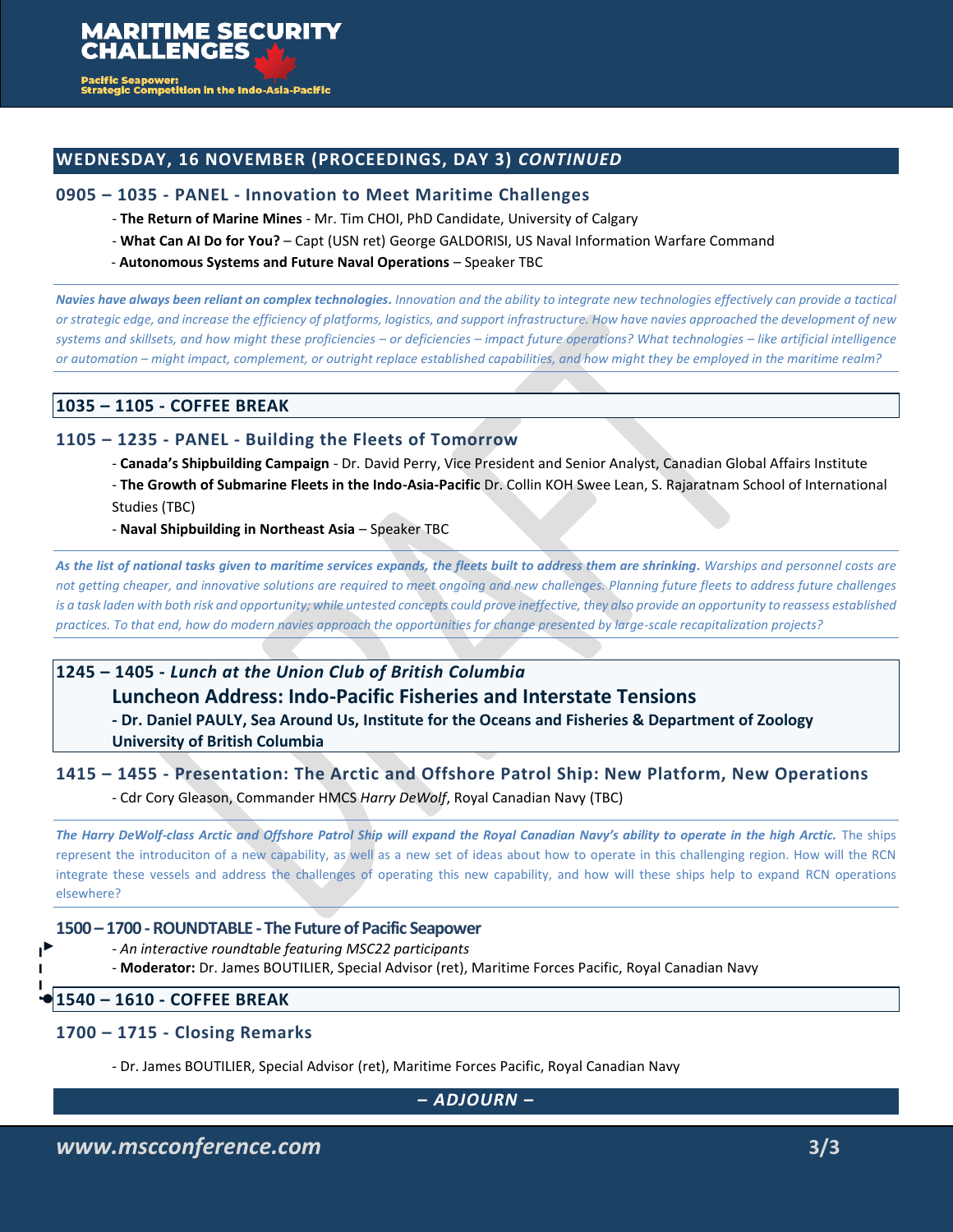## WEDNESDAY, 16 NOVEMBER (PROCEEDINGS, DAY 3) *CONTINUED*

### 0905 – 1035 - PANEL - Innovation to Meet Maritime Challenges

- **The Return of Marine Mines** - Mr. Tim CHOI, PhD Candidate, University of Calgary
- **What Can AI Do for You?** – Capt (USN ret) George GALDORISI, US Naval Information Warfare Command
- **Autonomous Systems and Future Naval Operations** – Speaker TBC

***Navies have always been reliant on complex technologies.*** *Innovation and the ability to integrate new technologies effectively can provide a tactical or strategic edge, and increase the efficiency of platforms, logistics, and support infrastructure. How have navies approached the development of new systems and skillsets, and how might these proficiencies – or deficiencies – impact future operations? What technologies – like artificial intelligence or automation – might impact, complement, or outright replace established capabilities, and how might they be employed in the maritime realm?*

### 1035 – 1105 - COFFEE BREAK

### 1105 – 1235 - PANEL - Building the Fleets of Tomorrow

- **Canada's Shipbuilding Campaign** - Dr. David Perry, Vice President and Senior Analyst, Canadian Global Affairs Institute
- **The Growth of Submarine Fleets in the Indo-Asia-Pacific** Dr. Collin KOH Swee Lean, S. Rajaratnam School of International Studies (TBC)
- **Naval Shipbuilding in Northeast Asia** – Speaker TBC

***As the list of national tasks given to maritime services expands, the fleets built to address them are shrinking.*** *Warships and personnel costs are not getting cheaper, and innovative solutions are required to meet ongoing and new challenges. Planning future fleets to address future challenges is a task laden with both risk and opportunity; while untested concepts could prove ineffective, they also provide an opportunity to reassess established practices. To that end, how do modern navies approach the opportunities for change presented by large-scale recapitalization projects?*

### 1245 – 1405 - *Lunch at the Union Club of British Columbia*

**Luncheon Address: Indo-Pacific Fisheries and Interstate Tensions**

**- Dr. Daniel PAULY, Sea Around Us, Institute for the Oceans and Fisheries & Department of Zoology University of British Columbia**

### 1415 – 1455 - Presentation: The Arctic and Offshore Patrol Ship: New Platform, New Operations

- Cdr Cory Gleason, Commander HMCS *Harry DeWolf*, Royal Canadian Navy (TBC)

***The Harry DeWolf-class Arctic and Offshore Patrol Ship will expand the Royal Canadian Navy's ability to operate in the high Arctic.*** The ships represent the introduciton of a new capability, as well as a new set of ideas about how to operate in this challenging region. How will the RCN integrate these vessels and address the challenges of operating this new capability, and how will these ships help to expand RCN operations elsewhere?

### 1500 – 1700 - ROUNDTABLE - The Future of Pacific Seapower

- *An interactive roundtable featuring MSC22 participants*
- **Moderator:** Dr. James BOUTILIER, Special Advisor (ret), Maritime Forces Pacific, Royal Canadian Navy

### 1540 – 1610 - COFFEE BREAK

### 1700 – 1715 - Closing Remarks

- Dr. James BOUTILIER, Special Advisor (ret), Maritime Forces Pacific, Royal Canadian Navy

***– ADJOURN –***